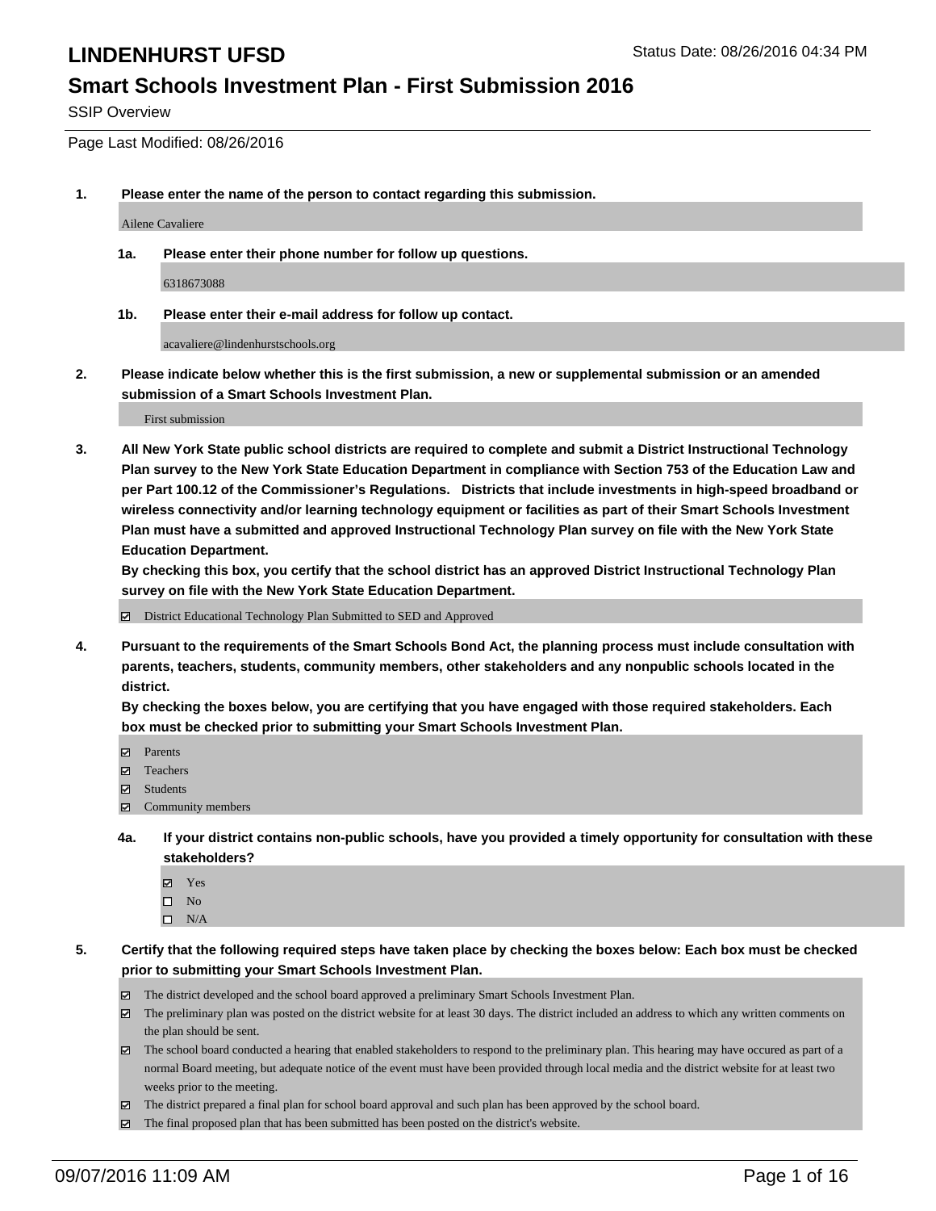# LINDENHURST UFSD

Status Date: 08/26/2016 04:34 PM

## Smart Schools Investment Plan - First Submission 2016

SSIP Overview

Page Last Modified: 08/26/2016

1. **Please enter the name of the person to contact regarding this submission.**

   Ailene Cavaliere

   1a. **Please enter their phone number for follow up questions.**

   6318673088

   1b. **Please enter their e-mail address for follow up contact.**

   acavaliere@lindenhurstschools.org

2. **Please indicate below whether this is the first submission, a new or supplemental submission or an amended submission of a Smart Schools Investment Plan.**

   First submission

3. **All New York State public school districts are required to complete and submit a District Instructional Technology Plan survey to the New York State Education Department in compliance with Section 753 of the Education Law and per Part 100.12 of the Commissioner's Regulations. Districts that include investments in high-speed broadband or wireless connectivity and/or learning technology equipment or facilities as part of their Smart Schools Investment Plan must have a submitted and approved Instructional Technology Plan survey on file with the New York State Education Department.**
   **By checking this box, you certify that the school district has an approved District Instructional Technology Plan survey on file with the New York State Education Department.**

   - [x] District Educational Technology Plan Submitted to SED and Approved

4. **Pursuant to the requirements of the Smart Schools Bond Act, the planning process must include consultation with parents, teachers, students, community members, other stakeholders and any nonpublic schools located in the district.**
   **By checking the boxes below, you are certifying that you have engaged with those required stakeholders. Each box must be checked prior to submitting your Smart Schools Investment Plan.**

   - [x] Parents
   - [x] Teachers
   - [x] Students
   - [x] Community members

   4a. **If your district contains non-public schools, have you provided a timely opportunity for consultation with these stakeholders?**

   - [x] Yes
   - [ ] No
   - [ ] N/A

5. **Certify that the following required steps have taken place by checking the boxes below: Each box must be checked prior to submitting your Smart Schools Investment Plan.**

   - [x] The district developed and the school board approved a preliminary Smart Schools Investment Plan.
   - [x] The preliminary plan was posted on the district website for at least 30 days. The district included an address to which any written comments on the plan should be sent.
   - [x] The school board conducted a hearing that enabled stakeholders to respond to the preliminary plan. This hearing may have occured as part of a normal Board meeting, but adequate notice of the event must have been provided through local media and the district website for at least two weeks prior to the meeting.
   - [x] The district prepared a final plan for school board approval and such plan has been approved by the school board.
   - [x] The final proposed plan that has been submitted has been posted on the district's website.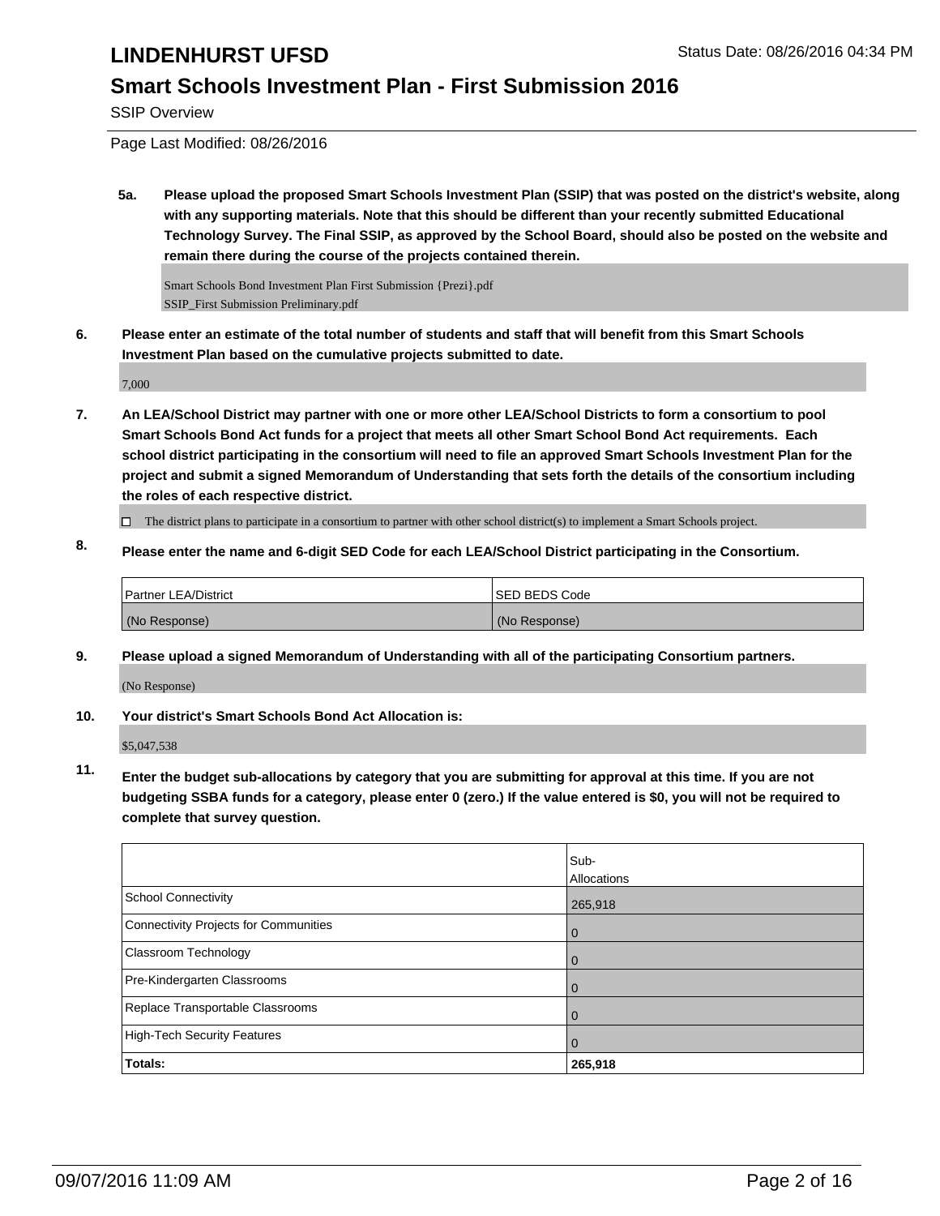# LINDENHURST UFSD

Status Date: 08/26/2016 04:34 PM

## Smart Schools Investment Plan - First Submission 2016

SSIP Overview

Page Last Modified: 08/26/2016

**5a. Please upload the proposed Smart Schools Investment Plan (SSIP) that was posted on the district's website, along with any supporting materials. Note that this should be different than your recently submitted Educational Technology Survey. The Final SSIP, as approved by the School Board, should also be posted on the website and remain there during the course of the projects contained therein.**

Smart Schools Bond Investment Plan First Submission {Prezi}.pdf
SSIP_First Submission Preliminary.pdf

**6. Please enter an estimate of the total number of students and staff that will benefit from this Smart Schools Investment Plan based on the cumulative projects submitted to date.**

7,000

**7. An LEA/School District may partner with one or more other LEA/School Districts to form a consortium to pool Smart Schools Bond Act funds for a project that meets all other Smart School Bond Act requirements. Each school district participating in the consortium will need to file an approved Smart Schools Investment Plan for the project and submit a signed Memorandum of Understanding that sets forth the details of the consortium including the roles of each respective district.**

☐ The district plans to participate in a consortium to partner with other school district(s) to implement a Smart Schools project.

**8. Please enter the name and 6-digit SED Code for each LEA/School District participating in the Consortium.**

| Partner LEA/District | SED BEDS Code |
|---|---|
| (No Response) | (No Response) |

**9. Please upload a signed Memorandum of Understanding with all of the participating Consortium partners.**

(No Response)

**10. Your district's Smart Schools Bond Act Allocation is:**

$5,047,538

**11. Enter the budget sub-allocations by category that you are submitting for approval at this time. If you are not budgeting SSBA funds for a category, please enter 0 (zero.) If the value entered is $0, you will not be required to complete that survey question.**

| | Sub-Allocations |
|---|---|
| School Connectivity | 265,918 |
| Connectivity Projects for Communities | 0 |
| Classroom Technology | 0 |
| Pre-Kindergarten Classrooms | 0 |
| Replace Transportable Classrooms | 0 |
| High-Tech Security Features | 0 |
| **Totals:** | **265,918** |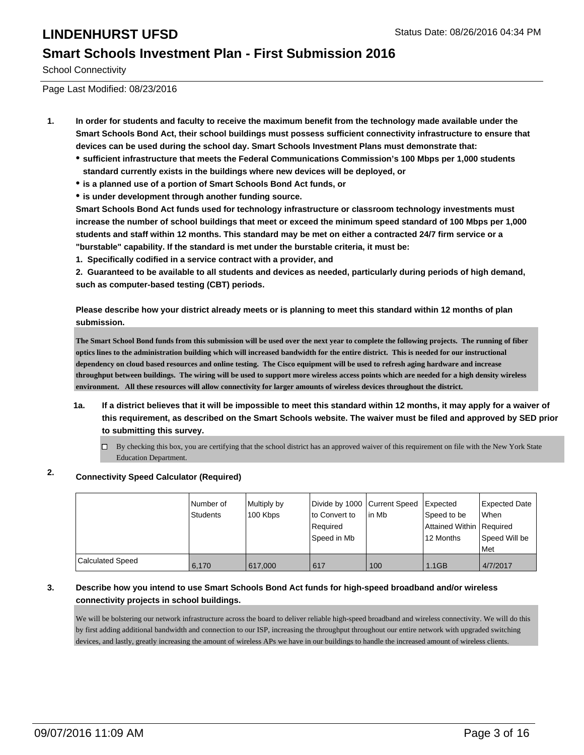# LINDENHURST UFSD

Status Date: 08/26/2016 04:34 PM

## Smart Schools Investment Plan - First Submission 2016

School Connectivity

Page Last Modified: 08/23/2016

1. **In order for students and faculty to receive the maximum benefit from the technology made available under the Smart Schools Bond Act, their school buildings must possess sufficient connectivity infrastructure to ensure that devices can be used during the school day. Smart Schools Investment Plans must demonstrate that:**
   - **sufficient infrastructure that meets the Federal Communications Commission's 100 Mbps per 1,000 students standard currently exists in the buildings where new devices will be deployed, or**
   - **is a planned use of a portion of Smart Schools Bond Act funds, or**
   - **is under development through another funding source.**

   **Smart Schools Bond Act funds used for technology infrastructure or classroom technology investments must increase the number of school buildings that meet or exceed the minimum speed standard of 100 Mbps per 1,000 students and staff within 12 months. This standard may be met on either a contracted 24/7 firm service or a "burstable" capability. If the standard is met under the burstable criteria, it must be:**

   **1. Specifically codified in a service contract with a provider, and**

   **2. Guaranteed to be available to all students and devices as needed, particularly during periods of high demand, such as computer-based testing (CBT) periods.**

   **Please describe how your district already meets or is planning to meet this standard within 12 months of plan submission.**

   **The Smart School Bond funds from this submission will be used over the next year to complete the following projects. The running of fiber optics lines to the administration building which will increased bandwidth for the entire district. This is needed for our instructional dependency on cloud based resources and online testing. The Cisco equipment will be used to refresh aging hardware and increase throughput between buildings. The wiring will be used to support more wireless access points which are needed for a high density wireless environment. All these resources will allow connectivity for larger amounts of wireless devices throughout the district.**

   **1a. If a district believes that it will be impossible to meet this standard within 12 months, it may apply for a waiver of this requirement, as described on the Smart Schools website. The waiver must be filed and approved by SED prior to submitting this survey.**

   ☐ By checking this box, you are certifying that the school district has an approved waiver of this requirement on file with the New York State Education Department.

2. **Connectivity Speed Calculator (Required)**

| | Number of Students | Multiply by 100 Kbps | Divide by 1000 to Convert to Required Speed in Mb | Current Speed in Mb | Expected Speed to be Attained Within 12 Months | Expected Date When Required Speed Will be Met |
|---|---|---|---|---|---|---|
| Calculated Speed | 6,170 | 617,000 | 617 | 100 | 1.1GB | 4/7/2017 |

3. **Describe how you intend to use Smart Schools Bond Act funds for high-speed broadband and/or wireless connectivity projects in school buildings.**

   We will be bolstering our network infrastructure across the board to deliver reliable high-speed broadband and wireless connectivity. We will do this by first adding additional bandwidth and connection to our ISP, increasing the throughput throughout our entire network with upgraded switching devices, and lastly, greatly increasing the amount of wireless APs we have in our buildings to handle the increased amount of wireless clients.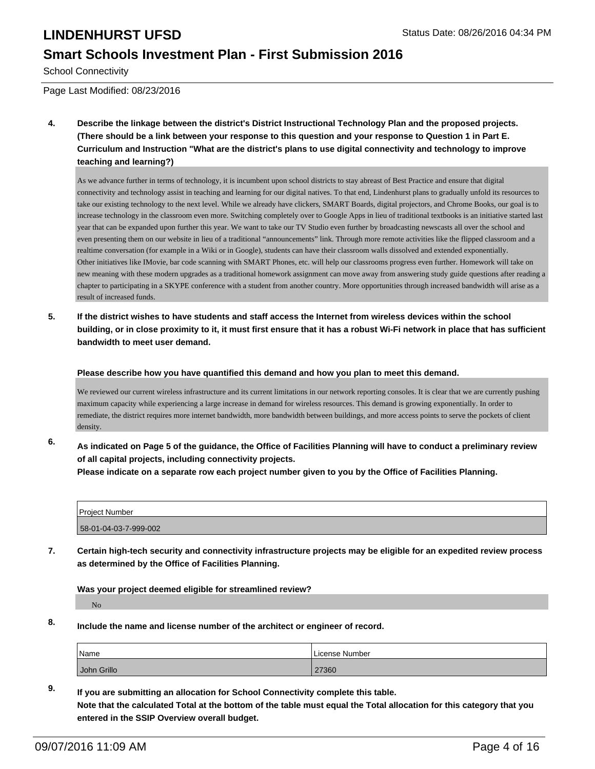# LINDENHURST UFSD

## Smart Schools Investment Plan - First Submission 2016

School Connectivity

Page Last Modified: 08/23/2016

**4. Describe the linkage between the district's District Instructional Technology Plan and the proposed projects. (There should be a link between your response to this question and your response to Question 1 in Part E. Curriculum and Instruction "What are the district's plans to use digital connectivity and technology to improve teaching and learning?)**

As we advance further in terms of technology, it is incumbent upon school districts to stay abreast of Best Practice and ensure that digital connectivity and technology assist in teaching and learning for our digital natives. To that end, Lindenhurst plans to gradually unfold its resources to take our existing technology to the next level. While we already have clickers, SMART Boards, digital projectors, and Chrome Books, our goal is to increase technology in the classroom even more. Switching completely over to Google Apps in lieu of traditional textbooks is an initiative started last year that can be expanded upon further this year. We want to take our TV Studio even further by broadcasting newscasts all over the school and even presenting them on our website in lieu of a traditional "announcements" link. Through more remote activities like the flipped classroom and a realtime conversation (for example in a Wiki or in Google), students can have their classroom walls dissolved and extended exponentially.
Other initiatives like IMovie, bar code scanning with SMART Phones, etc. will help our classrooms progress even further. Homework will take on new meaning with these modern upgrades as a traditional homework assignment can move away from answering study guide questions after reading a chapter to participating in a SKYPE conference with a student from another country. More opportunities through increased bandwidth will arise as a result of increased funds.

**5. If the district wishes to have students and staff access the Internet from wireless devices within the school building, or in close proximity to it, it must first ensure that it has a robust Wi-Fi network in place that has sufficient bandwidth to meet user demand.**

**Please describe how you have quantified this demand and how you plan to meet this demand.**

We reviewed our current wireless infrastructure and its current limitations in our network reporting consoles. It is clear that we are currently pushing maximum capacity while experiencing a large increase in demand for wireless resources. This demand is growing exponentially. In order to remediate, the district requires more internet bandwidth, more bandwidth between buildings, and more access points to serve the pockets of client density.

**6. As indicated on Page 5 of the guidance, the Office of Facilities Planning will have to conduct a preliminary review of all capital projects, including connectivity projects.**
**Please indicate on a separate row each project number given to you by the Office of Facilities Planning.**

| Project Number |
|---|
| 58-01-04-03-7-999-002 |

**7. Certain high-tech security and connectivity infrastructure projects may be eligible for an expedited review process as determined by the Office of Facilities Planning.**

**Was your project deemed eligible for streamlined review?**

No

**8. Include the name and license number of the architect or engineer of record.**

| Name | License Number |
|---|---|
| John Grillo | 27360 |

**9. If you are submitting an allocation for School Connectivity complete this table.**
**Note that the calculated Total at the bottom of the table must equal the Total allocation for this category that you entered in the SSIP Overview overall budget.**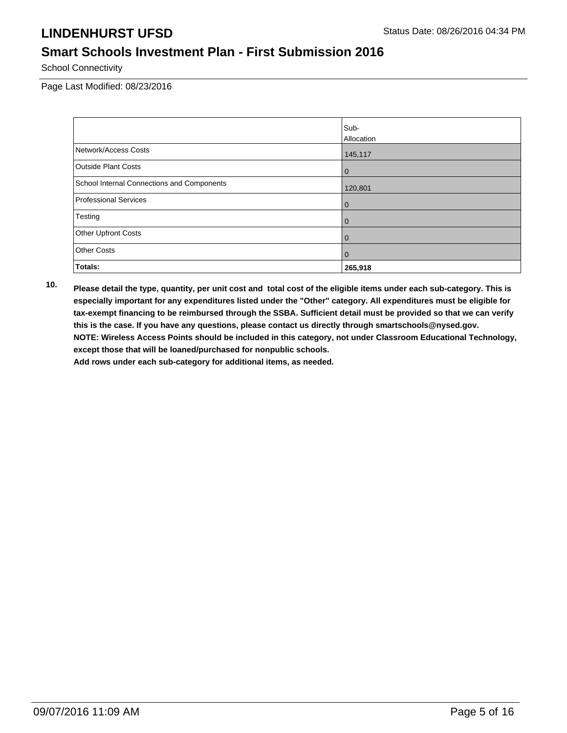School Connectivity

Page Last Modified: 08/23/2016

| | Sub-Allocation |
|---|---|
| Network/Access Costs | 145,117 |
| Outside Plant Costs | 0 |
| School Internal Connections and Components | 120,801 |
| Professional Services | 0 |
| Testing | 0 |
| Other Upfront Costs | 0 |
| Other Costs | 0 |
| **Totals:** | **265,918** |

**10.** **Please detail the type, quantity, per unit cost and total cost of the eligible items under each sub-category. This is especially important for any expenditures listed under the "Other" category. All expenditures must be eligible for tax-exempt financing to be reimbursed through the SSBA. Sufficient detail must be provided so that we can verify this is the case. If you have any questions, please contact us directly through smartschools@nysed.gov.**
**NOTE: Wireless Access Points should be included in this category, not under Classroom Educational Technology, except those that will be loaned/purchased for nonpublic schools.**
**Add rows under each sub-category for additional items, as needed.**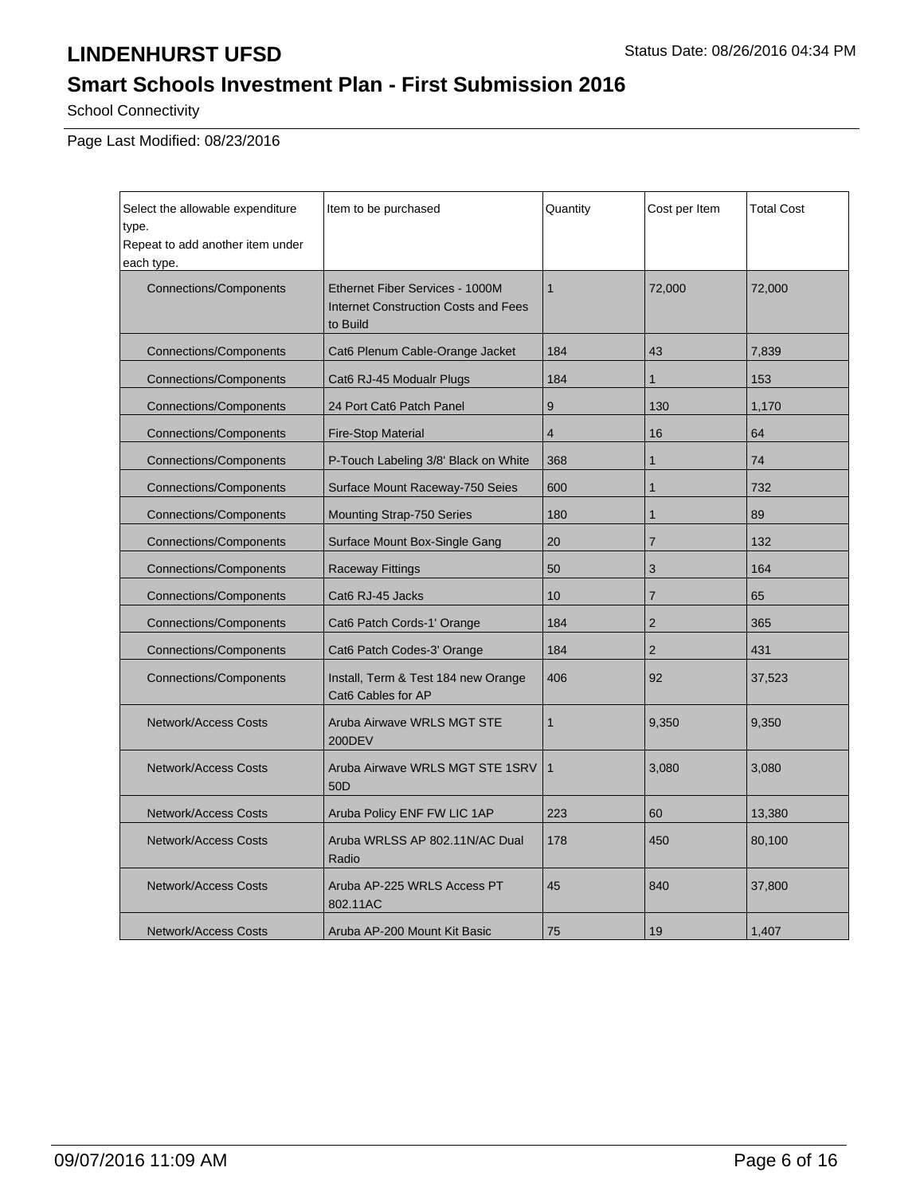# LINDENHURST UFSD

Status Date: 08/26/2016 04:34 PM

## Smart Schools Investment Plan - First Submission 2016

School Connectivity

Page Last Modified: 08/23/2016

| Select the allowable expenditure type. Repeat to add another item under each type. | Item to be purchased | Quantity | Cost per Item | Total Cost |
|---|---|---|---|---|
| Connections/Components | Ethernet Fiber Services - 1000M Internet Construction Costs and Fees to Build | 1 | 72,000 | 72,000 |
| Connections/Components | Cat6 Plenum Cable-Orange Jacket | 184 | 43 | 7,839 |
| Connections/Components | Cat6 RJ-45 Modualr Plugs | 184 | 1 | 153 |
| Connections/Components | 24 Port Cat6 Patch Panel | 9 | 130 | 1,170 |
| Connections/Components | Fire-Stop Material | 4 | 16 | 64 |
| Connections/Components | P-Touch Labeling 3/8' Black on White | 368 | 1 | 74 |
| Connections/Components | Surface Mount Raceway-750 Seies | 600 | 1 | 732 |
| Connections/Components | Mounting Strap-750 Series | 180 | 1 | 89 |
| Connections/Components | Surface Mount Box-Single Gang | 20 | 7 | 132 |
| Connections/Components | Raceway Fittings | 50 | 3 | 164 |
| Connections/Components | Cat6 RJ-45 Jacks | 10 | 7 | 65 |
| Connections/Components | Cat6 Patch Cords-1' Orange | 184 | 2 | 365 |
| Connections/Components | Cat6 Patch Codes-3' Orange | 184 | 2 | 431 |
| Connections/Components | Install, Term & Test 184 new Orange Cat6 Cables for AP | 406 | 92 | 37,523 |
| Network/Access Costs | Aruba Airwave WRLS MGT STE 200DEV | 1 | 9,350 | 9,350 |
| Network/Access Costs | Aruba Airwave WRLS MGT STE 1SRV 50D | 1 | 3,080 | 3,080 |
| Network/Access Costs | Aruba Policy ENF FW LIC 1AP | 223 | 60 | 13,380 |
| Network/Access Costs | Aruba WRLSS AP 802.11N/AC Dual Radio | 178 | 450 | 80,100 |
| Network/Access Costs | Aruba AP-225 WRLS Access PT 802.11AC | 45 | 840 | 37,800 |
| Network/Access Costs | Aruba AP-200 Mount Kit Basic | 75 | 19 | 1,407 |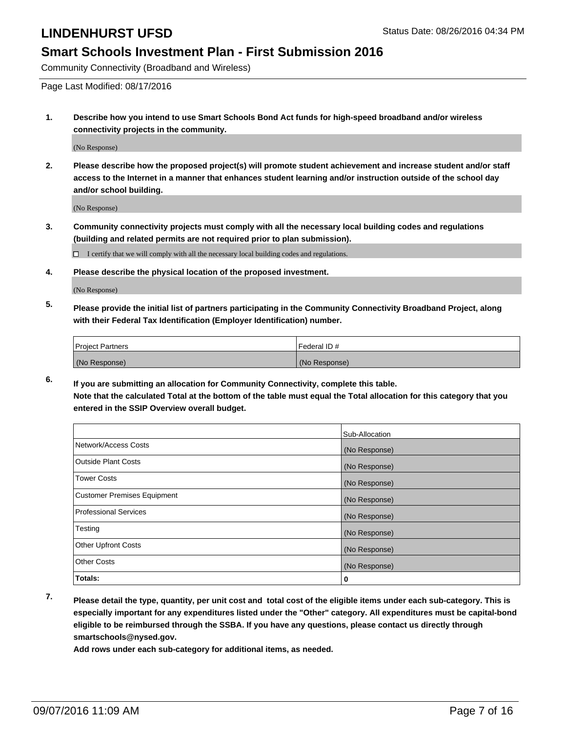# LINDENHURST UFSD

Status Date: 08/26/2016 04:34 PM

## Smart Schools Investment Plan - First Submission 2016

Community Connectivity (Broadband and Wireless)

Page Last Modified: 08/17/2016

**1. Describe how you intend to use Smart Schools Bond Act funds for high-speed broadband and/or wireless connectivity projects in the community.**

(No Response)

**2. Please describe how the proposed project(s) will promote student achievement and increase student and/or staff access to the Internet in a manner that enhances student learning and/or instruction outside of the school day and/or school building.**

(No Response)

**3. Community connectivity projects must comply with all the necessary local building codes and regulations (building and related permits are not required prior to plan submission).**

☐ I certify that we will comply with all the necessary local building codes and regulations.

**4. Please describe the physical location of the proposed investment.**

(No Response)

**5. Please provide the initial list of partners participating in the Community Connectivity Broadband Project, along with their Federal Tax Identification (Employer Identification) number.**

| Project Partners | Federal ID # |
|---|---|
| (No Response) | (No Response) |

**6. If you are submitting an allocation for Community Connectivity, complete this table. Note that the calculated Total at the bottom of the table must equal the Total allocation for this category that you entered in the SSIP Overview overall budget.**

| | Sub-Allocation |
|---|---|
| Network/Access Costs | (No Response) |
| Outside Plant Costs | (No Response) |
| Tower Costs | (No Response) |
| Customer Premises Equipment | (No Response) |
| Professional Services | (No Response) |
| Testing | (No Response) |
| Other Upfront Costs | (No Response) |
| Other Costs | (No Response) |
| **Totals:** | **0** |

**7. Please detail the type, quantity, per unit cost and total cost of the eligible items under each sub-category. This is especially important for any expenditures listed under the "Other" category. All expenditures must be capital-bond eligible to be reimbursed through the SSBA. If you have any questions, please contact us directly through smartschools@nysed.gov.**

**Add rows under each sub-category for additional items, as needed.**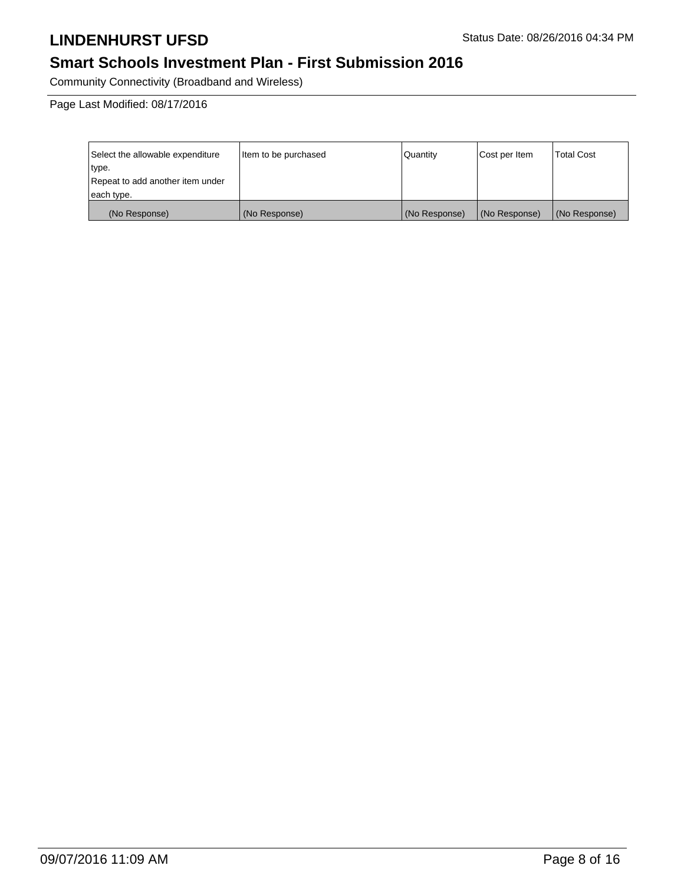# LINDENHURST UFSD

Status Date: 08/26/2016 04:34 PM

## Smart Schools Investment Plan - First Submission 2016

Community Connectivity (Broadband and Wireless)

Page Last Modified: 08/17/2016

| Select the allowable expenditure type. Repeat to add another item under each type. | Item to be purchased | Quantity | Cost per Item | Total Cost |
|---|---|---|---|---|
| (No Response) | (No Response) | (No Response) | (No Response) | (No Response) |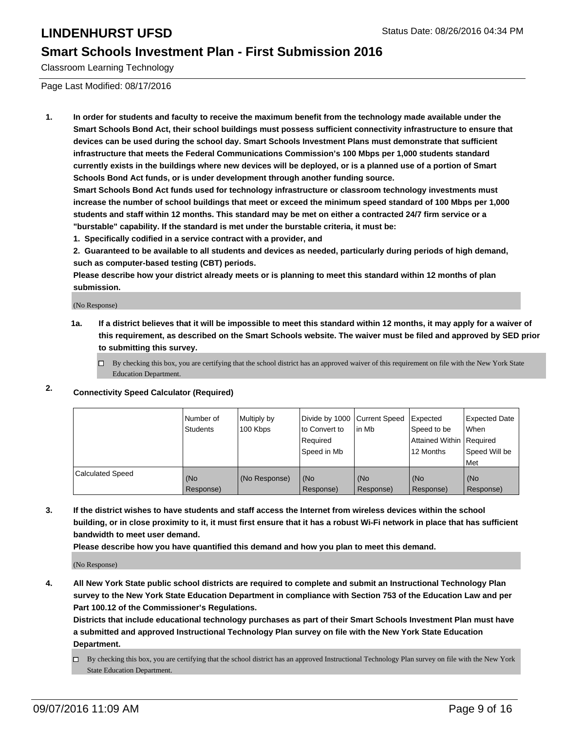# LINDENHURST UFSD

## Smart Schools Investment Plan - First Submission 2016

Classroom Learning Technology

Status Date: 08/26/2016 04:34 PM

Page Last Modified: 08/17/2016

1. **In order for students and faculty to receive the maximum benefit from the technology made available under the Smart Schools Bond Act, their school buildings must possess sufficient connectivity infrastructure to ensure that devices can be used during the school day. Smart Schools Investment Plans must demonstrate that sufficient infrastructure that meets the Federal Communications Commission's 100 Mbps per 1,000 students standard currently exists in the buildings where new devices will be deployed, or is a planned use of a portion of Smart Schools Bond Act funds, or is under development through another funding source.**
   **Smart Schools Bond Act funds used for technology infrastructure or classroom technology investments must increase the number of school buildings that meet or exceed the minimum speed standard of 100 Mbps per 1,000 students and staff within 12 months. This standard may be met on either a contracted 24/7 firm service or a "burstable" capability. If the standard is met under the burstable criteria, it must be:**
   **1. Specifically codified in a service contract with a provider, and**
   **2. Guaranteed to be available to all students and devices as needed, particularly during periods of high demand, such as computer-based testing (CBT) periods.**
   **Please describe how your district already meets or is planning to meet this standard within 12 months of plan submission.**

   (No Response)

   **1a. If a district believes that it will be impossible to meet this standard within 12 months, it may apply for a waiver of this requirement, as described on the Smart Schools website. The waiver must be filed and approved by SED prior to submitting this survey.**

   ☐ By checking this box, you are certifying that the school district has an approved waiver of this requirement on file with the New York State Education Department.

2. **Connectivity Speed Calculator (Required)**

| | Number of Students | Multiply by 100 Kbps | Divide by 1000 to Convert to Required Speed in Mb | Current Speed in Mb | Expected Speed to be Attained Within 12 Months | Expected Date When Required Speed Will be Met |
|---|---|---|---|---|---|---|
| Calculated Speed | (No Response) | (No Response) | (No Response) | (No Response) | (No Response) | (No Response) |

3. **If the district wishes to have students and staff access the Internet from wireless devices within the school building, or in close proximity to it, it must first ensure that it has a robust Wi-Fi network in place that has sufficient bandwidth to meet user demand.**
   **Please describe how you have quantified this demand and how you plan to meet this demand.**

   (No Response)

4. **All New York State public school districts are required to complete and submit an Instructional Technology Plan survey to the New York State Education Department in compliance with Section 753 of the Education Law and per Part 100.12 of the Commissioner's Regulations.**
   **Districts that include educational technology purchases as part of their Smart Schools Investment Plan must have a submitted and approved Instructional Technology Plan survey on file with the New York State Education Department.**

   ☐ By checking this box, you are certifying that the school district has an approved Instructional Technology Plan survey on file with the New York State Education Department.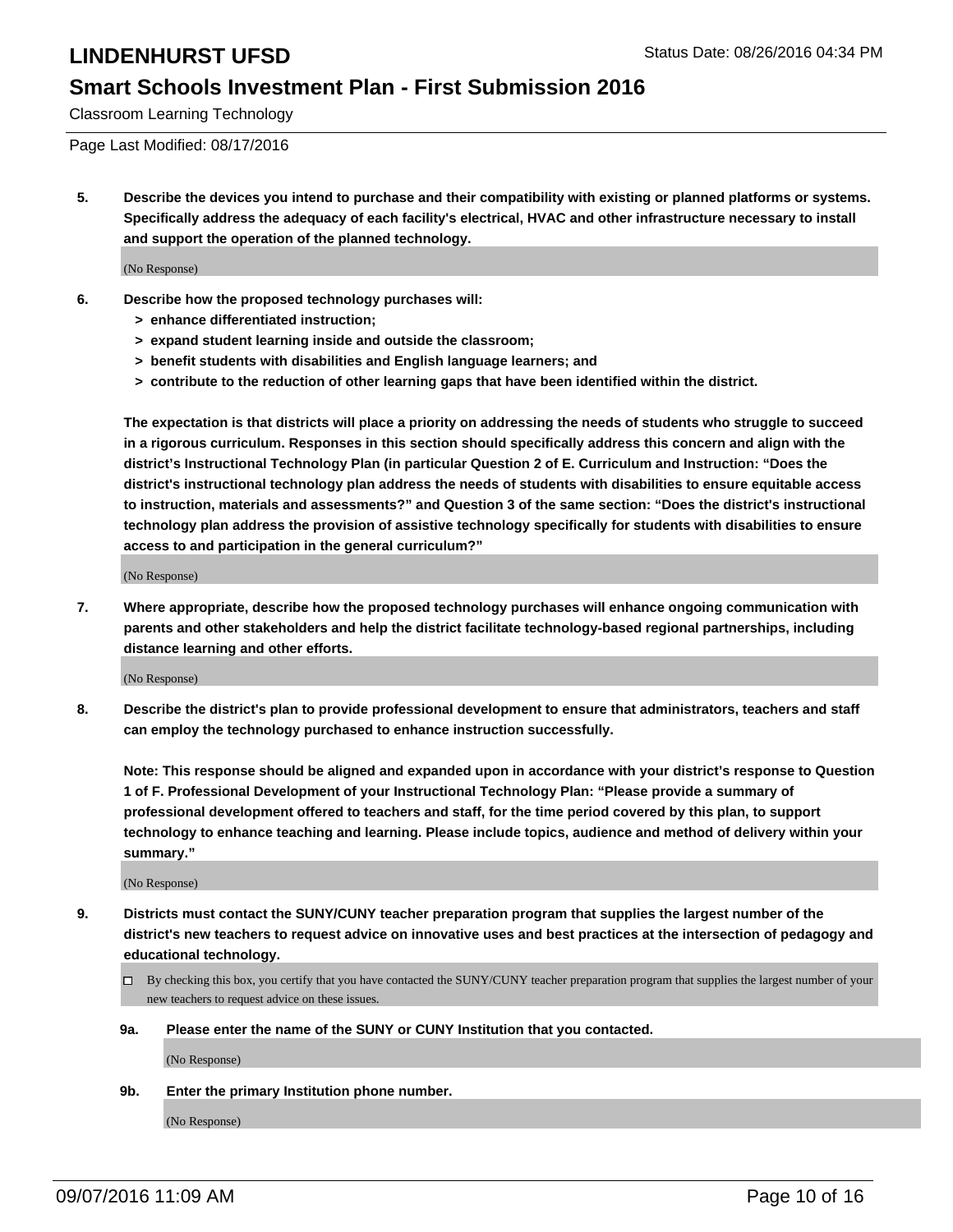Classroom Learning Technology

Page Last Modified: 08/17/2016

**5. Describe the devices you intend to purchase and their compatibility with existing or planned platforms or systems. Specifically address the adequacy of each facility's electrical, HVAC and other infrastructure necessary to install and support the operation of the planned technology.**

(No Response)

**6. Describe how the proposed technology purchases will:**

- **> enhance differentiated instruction;**
- **> expand student learning inside and outside the classroom;**
- **> benefit students with disabilities and English language learners; and**
- **> contribute to the reduction of other learning gaps that have been identified within the district.**

**The expectation is that districts will place a priority on addressing the needs of students who struggle to succeed in a rigorous curriculum. Responses in this section should specifically address this concern and align with the district's Instructional Technology Plan (in particular Question 2 of E. Curriculum and Instruction: "Does the district's instructional technology plan address the needs of students with disabilities to ensure equitable access to instruction, materials and assessments?" and Question 3 of the same section: "Does the district's instructional technology plan address the provision of assistive technology specifically for students with disabilities to ensure access to and participation in the general curriculum?"**

(No Response)

**7. Where appropriate, describe how the proposed technology purchases will enhance ongoing communication with parents and other stakeholders and help the district facilitate technology-based regional partnerships, including distance learning and other efforts.**

(No Response)

**8. Describe the district's plan to provide professional development to ensure that administrators, teachers and staff can employ the technology purchased to enhance instruction successfully.**

**Note: This response should be aligned and expanded upon in accordance with your district's response to Question 1 of F. Professional Development of your Instructional Technology Plan: "Please provide a summary of professional development offered to teachers and staff, for the time period covered by this plan, to support technology to enhance teaching and learning. Please include topics, audience and method of delivery within your summary."**

(No Response)

**9. Districts must contact the SUNY/CUNY teacher preparation program that supplies the largest number of the district's new teachers to request advice on innovative uses and best practices at the intersection of pedagogy and educational technology.**

☐ By checking this box, you certify that you have contacted the SUNY/CUNY teacher preparation program that supplies the largest number of your new teachers to request advice on these issues.

**9a. Please enter the name of the SUNY or CUNY Institution that you contacted.**

(No Response)

**9b. Enter the primary Institution phone number.**

(No Response)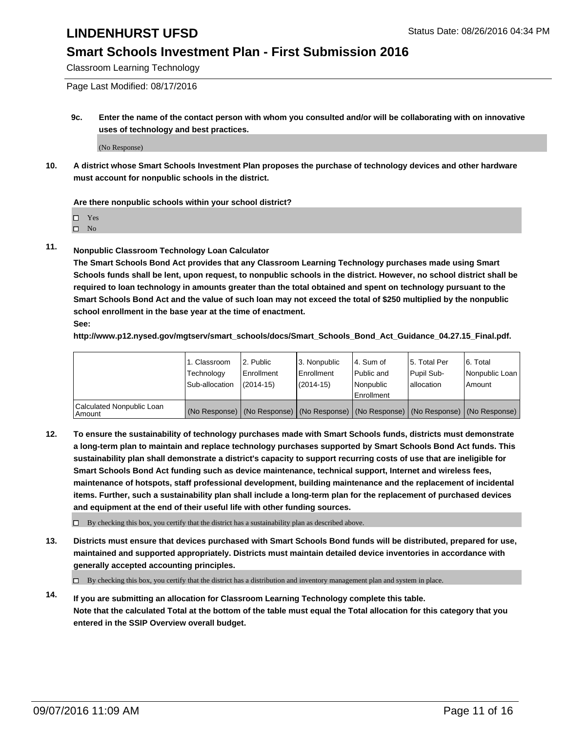# LINDENHURST UFSD

## Smart Schools Investment Plan - First Submission 2016

Classroom Learning Technology

Page Last Modified: 08/17/2016

**9c. Enter the name of the contact person with whom you consulted and/or will be collaborating with on innovative uses of technology and best practices.**

(No Response)

**10. A district whose Smart Schools Investment Plan proposes the purchase of technology devices and other hardware must account for nonpublic schools in the district.**

**Are there nonpublic schools within your school district?**

- ☐ Yes
- ☐ No

**11. Nonpublic Classroom Technology Loan Calculator**

**The Smart Schools Bond Act provides that any Classroom Learning Technology purchases made using Smart Schools funds shall be lent, upon request, to nonpublic schools in the district. However, no school district shall be required to loan technology in amounts greater than the total obtained and spent on technology pursuant to the Smart Schools Bond Act and the value of such loan may not exceed the total of $250 multiplied by the nonpublic school enrollment in the base year at the time of enactment.**

**See:**

**http://www.p12.nysed.gov/mgtserv/smart_schools/docs/Smart_Schools_Bond_Act_Guidance_04.27.15_Final.pdf.**

| | 1. Classroom Technology Sub-allocation | 2. Public Enrollment (2014-15) | 3. Nonpublic Enrollment (2014-15) | 4. Sum of Public and Nonpublic Enrollment | 5. Total Per Pupil Sub-allocation | 6. Total Nonpublic Loan Amount |
|---|---|---|---|---|---|---|
| Calculated Nonpublic Loan Amount | (No Response) | (No Response) | (No Response) | (No Response) | (No Response) | (No Response) |

**12. To ensure the sustainability of technology purchases made with Smart Schools funds, districts must demonstrate a long-term plan to maintain and replace technology purchases supported by Smart Schools Bond Act funds. This sustainability plan shall demonstrate a district's capacity to support recurring costs of use that are ineligible for Smart Schools Bond Act funding such as device maintenance, technical support, Internet and wireless fees, maintenance of hotspots, staff professional development, building maintenance and the replacement of incidental items. Further, such a sustainability plan shall include a long-term plan for the replacement of purchased devices and equipment at the end of their useful life with other funding sources.**

☐ By checking this box, you certify that the district has a sustainability plan as described above.

**13. Districts must ensure that devices purchased with Smart Schools Bond funds will be distributed, prepared for use, maintained and supported appropriately. Districts must maintain detailed device inventories in accordance with generally accepted accounting principles.**

☐ By checking this box, you certify that the district has a distribution and inventory management plan and system in place.

**14. If you are submitting an allocation for Classroom Learning Technology complete this table.**
**Note that the calculated Total at the bottom of the table must equal the Total allocation for this category that you entered in the SSIP Overview overall budget.**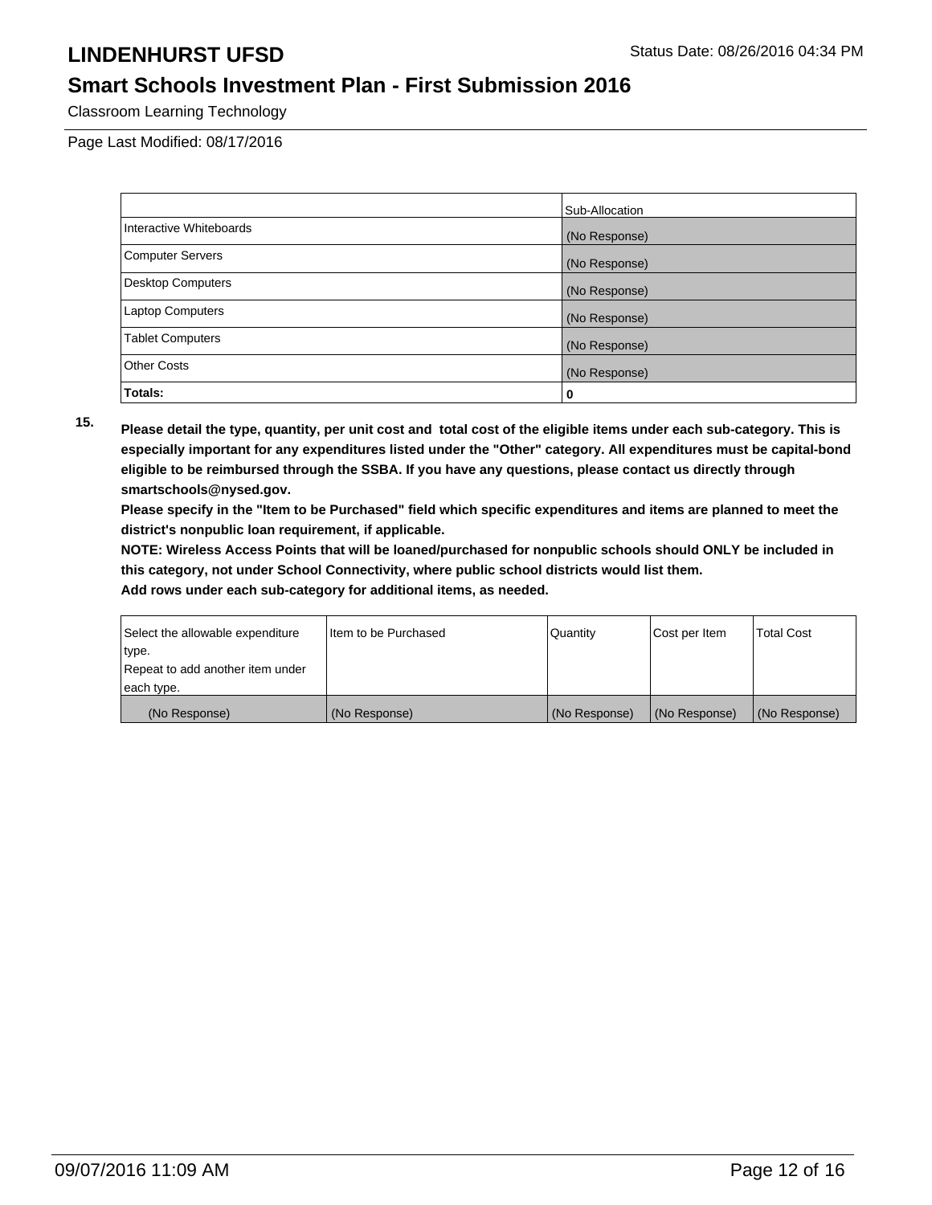Classroom Learning Technology

Page Last Modified: 08/17/2016

| | Sub-Allocation |
|---|---|
| Interactive Whiteboards | (No Response) |
| Computer Servers | (No Response) |
| Desktop Computers | (No Response) |
| Laptop Computers | (No Response) |
| Tablet Computers | (No Response) |
| Other Costs | (No Response) |
| **Totals:** | 0 |

**15.** **Please detail the type, quantity, per unit cost and total cost of the eligible items under each sub-category. This is especially important for any expenditures listed under the "Other" category. All expenditures must be capital-bond eligible to be reimbursed through the SSBA. If you have any questions, please contact us directly through smartschools@nysed.gov.**

**Please specify in the "Item to be Purchased" field which specific expenditures and items are planned to meet the district's nonpublic loan requirement, if applicable.**

**NOTE: Wireless Access Points that will be loaned/purchased for nonpublic schools should ONLY be included in this category, not under School Connectivity, where public school districts would list them.**

**Add rows under each sub-category for additional items, as needed.**

| Select the allowable expenditure type. Repeat to add another item under each type. | Item to be Purchased | Quantity | Cost per Item | Total Cost |
|---|---|---|---|---|
| (No Response) | (No Response) | (No Response) | (No Response) | (No Response) |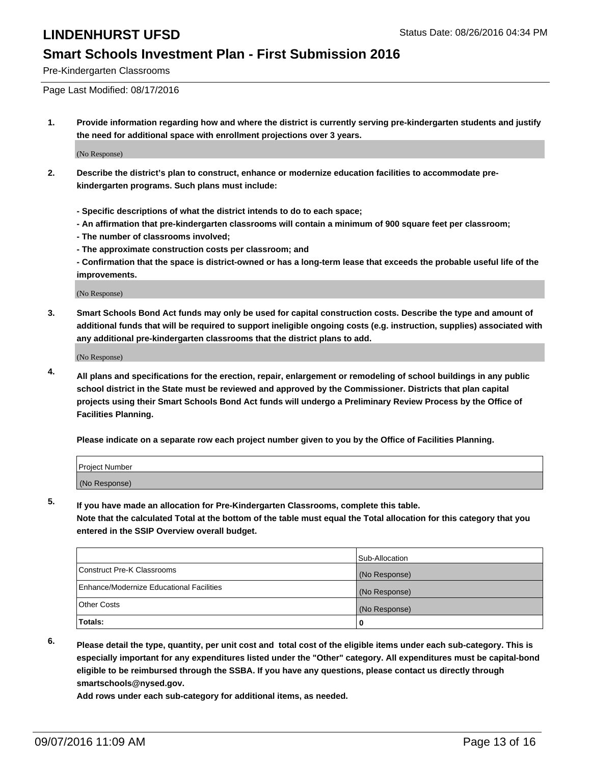Pre-Kindergarten Classrooms

Page Last Modified: 08/17/2016

1. **Provide information regarding how and where the district is currently serving pre-kindergarten students and justify the need for additional space with enrollment projections over 3 years.**

   (No Response)

2. **Describe the district's plan to construct, enhance or modernize education facilities to accommodate pre-kindergarten programs. Such plans must include:**

   **- Specific descriptions of what the district intends to do to each space;**
   **- An affirmation that pre-kindergarten classrooms will contain a minimum of 900 square feet per classroom;**
   **- The number of classrooms involved;**
   **- The approximate construction costs per classroom; and**
   **- Confirmation that the space is district-owned or has a long-term lease that exceeds the probable useful life of the improvements.**

   (No Response)

3. **Smart Schools Bond Act funds may only be used for capital construction costs. Describe the type and amount of additional funds that will be required to support ineligible ongoing costs (e.g. instruction, supplies) associated with any additional pre-kindergarten classrooms that the district plans to add.**

   (No Response)

4. **All plans and specifications for the erection, repair, enlargement or remodeling of school buildings in any public school district in the State must be reviewed and approved by the Commissioner. Districts that plan capital projects using their Smart Schools Bond Act funds will undergo a Preliminary Review Process by the Office of Facilities Planning.**

   **Please indicate on a separate row each project number given to you by the Office of Facilities Planning.**

| Project Number |
|---|
| (No Response) |

5. **If you have made an allocation for Pre-Kindergarten Classrooms, complete this table.**
   **Note that the calculated Total at the bottom of the table must equal the Total allocation for this category that you entered in the SSIP Overview overall budget.**

| | Sub-Allocation |
|---|---|
| Construct Pre-K Classrooms | (No Response) |
| Enhance/Modernize Educational Facilities | (No Response) |
| Other Costs | (No Response) |
| **Totals:** | **0** |

6. **Please detail the type, quantity, per unit cost and total cost of the eligible items under each sub-category. This is especially important for any expenditures listed under the "Other" category. All expenditures must be capital-bond eligible to be reimbursed through the SSBA. If you have any questions, please contact us directly through smartschools@nysed.gov.**
   **Add rows under each sub-category for additional items, as needed.**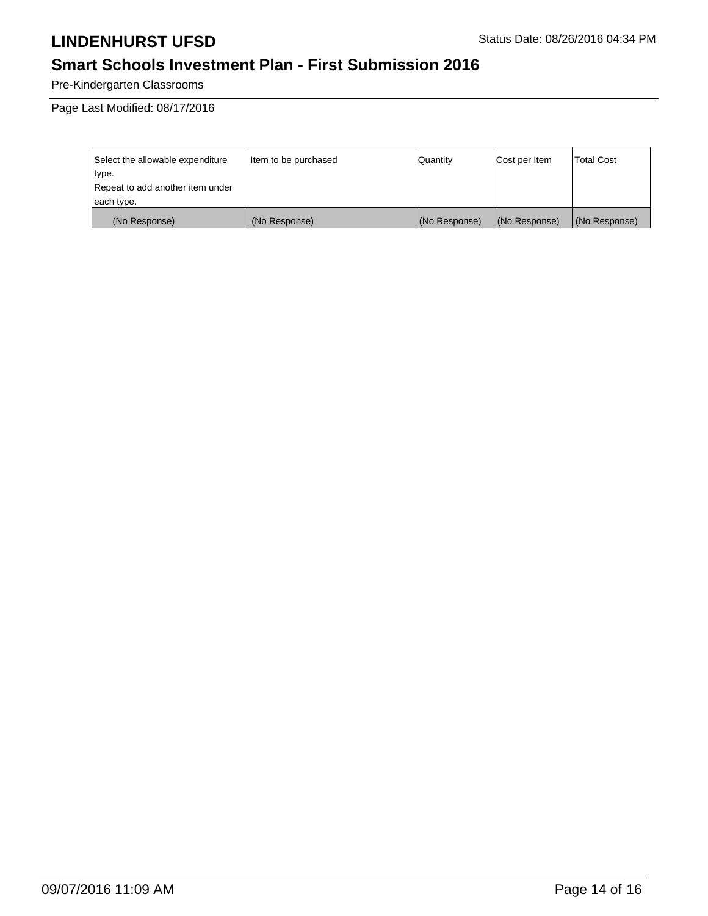Pre-Kindergarten Classrooms

Page Last Modified: 08/17/2016

| Select the allowable expenditure type.<br>Repeat to add another item under each type. | Item to be purchased | Quantity | Cost per Item | Total Cost |
| --- | --- | --- | --- | --- |
| (No Response) | (No Response) | (No Response) | (No Response) | (No Response) |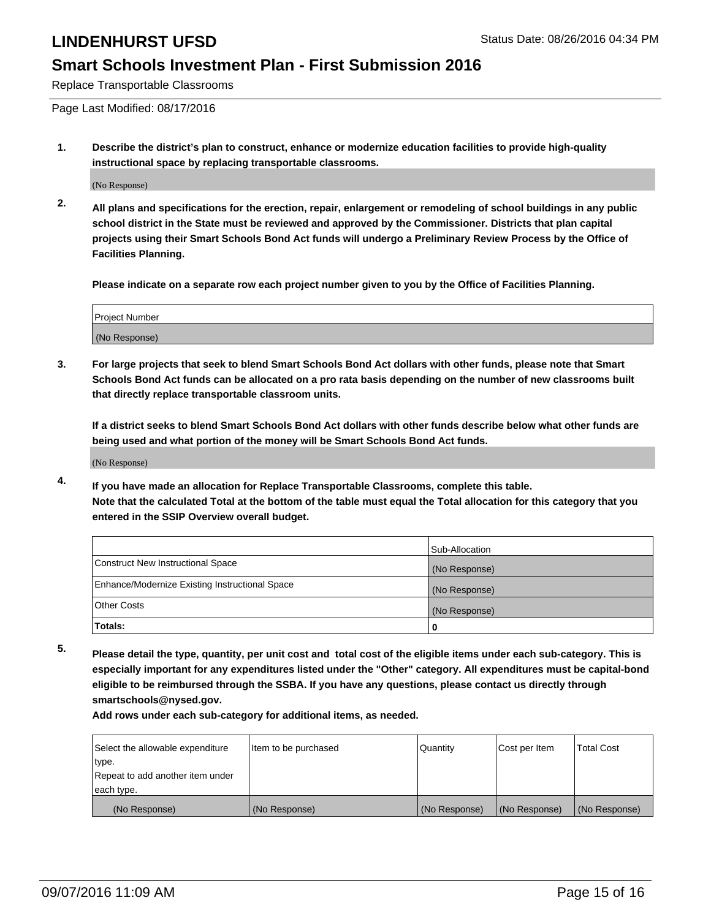# LINDENHURST UFSD

Status Date: 08/26/2016 04:34 PM

## Smart Schools Investment Plan - First Submission 2016

Replace Transportable Classrooms

Page Last Modified: 08/17/2016

1. **Describe the district's plan to construct, enhance or modernize education facilities to provide high-quality instructional space by replacing transportable classrooms.**

   (No Response)

2. **All plans and specifications for the erection, repair, enlargement or remodeling of school buildings in any public school district in the State must be reviewed and approved by the Commissioner. Districts that plan capital projects using their Smart Schools Bond Act funds will undergo a Preliminary Review Process by the Office of Facilities Planning.**

   **Please indicate on a separate row each project number given to you by the Office of Facilities Planning.**

| Project Number |
|---|
| (No Response) |

3. **For large projects that seek to blend Smart Schools Bond Act dollars with other funds, please note that Smart Schools Bond Act funds can be allocated on a pro rata basis depending on the number of new classrooms built that directly replace transportable classroom units.**

   **If a district seeks to blend Smart Schools Bond Act dollars with other funds describe below what other funds are being used and what portion of the money will be Smart Schools Bond Act funds.**

   (No Response)

4. **If you have made an allocation for Replace Transportable Classrooms, complete this table. Note that the calculated Total at the bottom of the table must equal the Total allocation for this category that you entered in the SSIP Overview overall budget.**

| | Sub-Allocation |
|---|---|
| Construct New Instructional Space | (No Response) |
| Enhance/Modernize Existing Instructional Space | (No Response) |
| Other Costs | (No Response) |
| **Totals:** | **0** |

5. **Please detail the type, quantity, per unit cost and total cost of the eligible items under each sub-category. This is especially important for any expenditures listed under the "Other" category. All expenditures must be capital-bond eligible to be reimbursed through the SSBA. If you have any questions, please contact us directly through smartschools@nysed.gov.**

   **Add rows under each sub-category for additional items, as needed.**

| Select the allowable expenditure type. Repeat to add another item under each type. | Item to be purchased | Quantity | Cost per Item | Total Cost |
|---|---|---|---|---|
| (No Response) | (No Response) | (No Response) | (No Response) | (No Response) |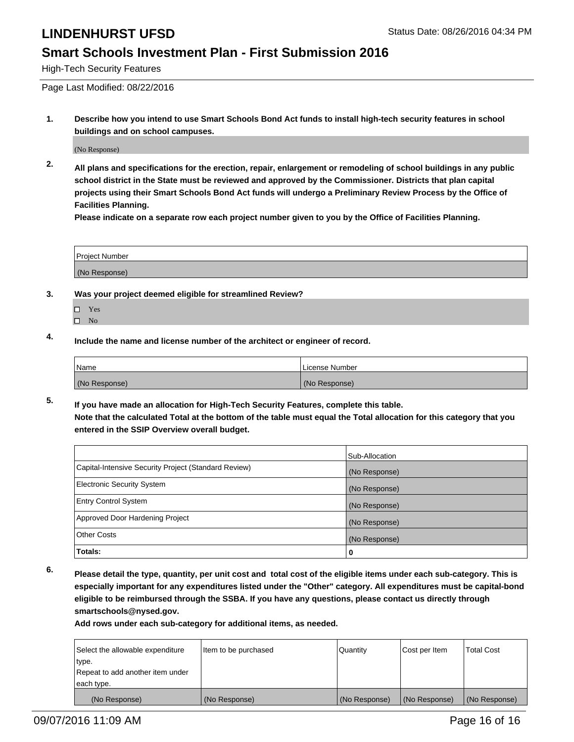# LINDENHURST UFSD

Status Date: 08/26/2016 04:34 PM

## Smart Schools Investment Plan - First Submission 2016

High-Tech Security Features

Page Last Modified: 08/22/2016

**1. Describe how you intend to use Smart Schools Bond Act funds to install high-tech security features in school buildings and on school campuses.**

(No Response)

**2. All plans and specifications for the erection, repair, enlargement or remodeling of school buildings in any public school district in the State must be reviewed and approved by the Commissioner. Districts that plan capital projects using their Smart Schools Bond Act funds will undergo a Preliminary Review Process by the Office of Facilities Planning.**
**Please indicate on a separate row each project number given to you by the Office of Facilities Planning.**

| Project Number |
| --- |
| (No Response) |

**3. Was your project deemed eligible for streamlined Review?**

- ☐ Yes
- ☐ No

**4. Include the name and license number of the architect or engineer of record.**

| Name | License Number |
| --- | --- |
| (No Response) | (No Response) |

**5. If you have made an allocation for High-Tech Security Features, complete this table.**
**Note that the calculated Total at the bottom of the table must equal the Total allocation for this category that you entered in the SSIP Overview overall budget.**

| | Sub-Allocation |
| --- | --- |
| Capital-Intensive Security Project (Standard Review) | (No Response) |
| Electronic Security System | (No Response) |
| Entry Control System | (No Response) |
| Approved Door Hardening Project | (No Response) |
| Other Costs | (No Response) |
| **Totals:** | **0** |

**6. Please detail the type, quantity, per unit cost and total cost of the eligible items under each sub-category. This is especially important for any expenditures listed under the "Other" category. All expenditures must be capital-bond eligible to be reimbursed through the SSBA. If you have any questions, please contact us directly through smartschools@nysed.gov.**
**Add rows under each sub-category for additional items, as needed.**

| Select the allowable expenditure type. Repeat to add another item under each type. | Item to be purchased | Quantity | Cost per Item | Total Cost |
| --- | --- | --- | --- | --- |
| (No Response) | (No Response) | (No Response) | (No Response) | (No Response) |

09/07/2016 11:09 AM